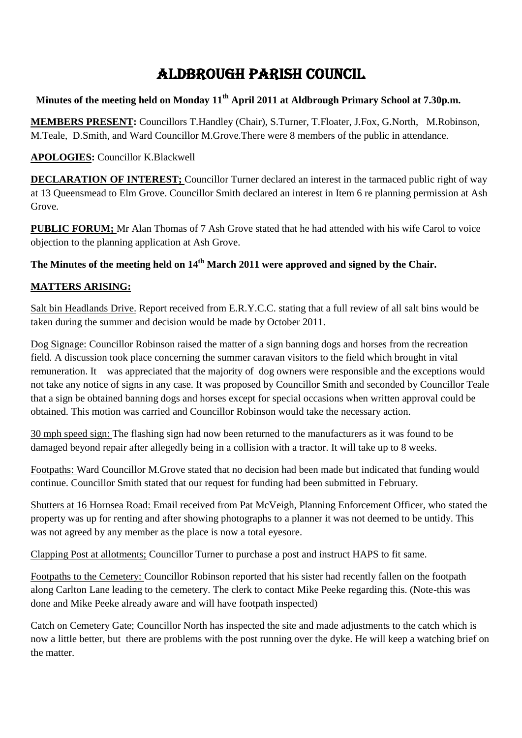# ALDBROUGH PARISH COUNCIL

**Minutes of the meeting held on Monday 11th April 2011 at Aldbrough Primary School at 7.30p.m.**

**MEMBERS PRESENT:** Councillors T.Handley (Chair), S.Turner, T.Floater, J.Fox, G.North, M.Robinson, M.Teale, D.Smith, and Ward Councillor M.Grove.There were 8 members of the public in attendance.

**APOLOGIES:** Councillor K.Blackwell

**DECLARATION OF INTEREST;** Councillor Turner declared an interest in the tarmaced public right of way at 13 Queensmead to Elm Grove. Councillor Smith declared an interest in Item 6 re planning permission at Ash Grove.

**PUBLIC FORUM;** Mr Alan Thomas of 7 Ash Grove stated that he had attended with his wife Carol to voice objection to the planning application at Ash Grove.

**The Minutes of the meeting held on 14th March 2011 were approved and signed by the Chair.**

**MATTERS ARISING:**

Salt bin Headlands Drive. Report received from E.R.Y.C.C. stating that a full review of all salt bins would be taken during the summer and decision would be made by October 2011.

Dog Signage: Councillor Robinson raised the matter of a sign banning dogs and horses from the recreation field. A discussion took place concerning the summer caravan visitors to the field which brought in vital remuneration. It was appreciated that the majority of dog owners were responsible and the exceptions would not take any notice of signs in any case. It was proposed by Councillor Smith and seconded by Councillor Teale that a sign be obtained banning dogs and horses except for special occasions when written approval could be obtained. This motion was carried and Councillor Robinson would take the necessary action.

30 mph speed sign: The flashing sign had now been returned to the manufacturers as it was found to be damaged beyond repair after allegedly being in a collision with a tractor. It will take up to 8 weeks.

Footpaths: Ward Councillor M.Grove stated that no decision had been made but indicated that funding would continue. Councillor Smith stated that our request for funding had been submitted in February.

Shutters at 16 Hornsea Road: Email received from Pat McVeigh, Planning Enforcement Officer, who stated the property was up for renting and after showing photographs to a planner it was not deemed to be untidy. This was not agreed by any member as the place is now a total eyesore.

Clapping Post at allotments; Councillor Turner to purchase a post and instruct HAPS to fit same.

Footpaths to the Cemetery: Councillor Robinson reported that his sister had recently fallen on the footpath along Carlton Lane leading to the cemetery. The clerk to contact Mike Peeke regarding this. (Note-this was done and Mike Peeke already aware and will have footpath inspected)

Catch on Cemetery Gate; Councillor North has inspected the site and made adjustments to the catch which is now a little better, but there are problems with the post running over the dyke. He will keep a watching brief on the matter.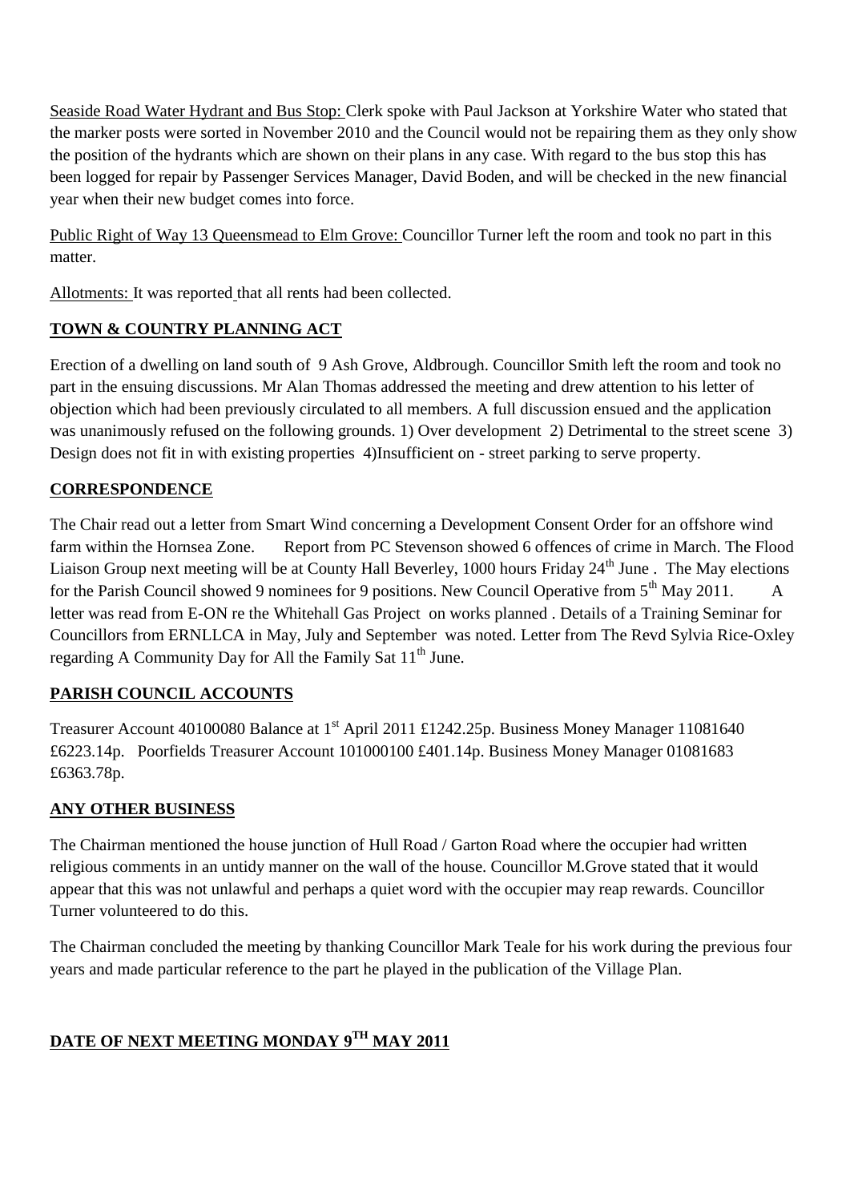Seaside Road Water Hydrant and Bus Stop: Clerk spoke with Paul Jackson at Yorkshire Water who stated that the marker posts were sorted in November 2010 and the Council would not be repairing them as they only show the position of the hydrants which are shown on their plans in any case. With regard to the bus stop this has been logged for repair by Passenger Services Manager, David Boden, and will be checked in the new financial year when their new budget comes into force.

Public Right of Way 13 Queensmead to Elm Grove: Councillor Turner left the room and took no part in this matter.

Allotments: It was reported that all rents had been collected.

## TOWN & COUNTRY PLANNING ACT

Erection of a dwelling on land south of 9 Ash Grove, Aldbrough. Councillor Smith left the room and took no part in the ensuing discussions. Mr Alan Thomas addressed the meeting and drew attention to his letter of objection which had been previously circulated to all members. A full discussion ensued and the application was unanimously refused on the following grounds. 1) Over development 2) Detrimental to the street scene 3) Design does not fit in with existing properties 4)Insufficient on - street parking to serve property.

## CORRESPONDENCE

The Chair read out a letter from Smart Wind concerning a Development Consent Order for an offshore wind farm within the Hornsea Zone. Report from PC Stevenson showed 6 offences of crime in March. The Flood Liaison Group next meeting will be at County Hall Beverley, 1000 hours Friday 24th June . The May elections for the Parish Council showed 9 nominees for 9 positions. New Council Operative from 5th May 2011. A letter was read from E-ON re the Whitehall Gas Project on works planned . Details of a Training Seminar for Councillors from ERNLLCA in May, July and September was noted. Letter from The Revd Sylvia Rice-Oxley regarding A Community Day for All the Family Sat 11th June.

## PARISH COUNCIL ACCOUNTS

Treasurer Account 40100080 Balance at 1st April 2011 £1242.25p. Business Money Manager 11081640 £6223.14p. Poorfields Treasurer Account 101000100 £401.14p. Business Money Manager 01081683 £6363.78p.

## ANY OTHER BUSINESS

The Chairman mentioned the house junction of Hull Road / Garton Road where the occupier had written religious comments in an untidy manner on the wall of the house. Councillor M.Grove stated that it would appear that this was not unlawful and perhaps a quiet word with the occupier may reap rewards. Councillor Turner volunteered to do this.

The Chairman concluded the meeting by thanking Councillor Mark Teale for his work during the previous four years and made particular reference to the part he played in the publication of the Village Plan.

## DATE OF NEXT MEETING MONDAY 9TH MAY 2011